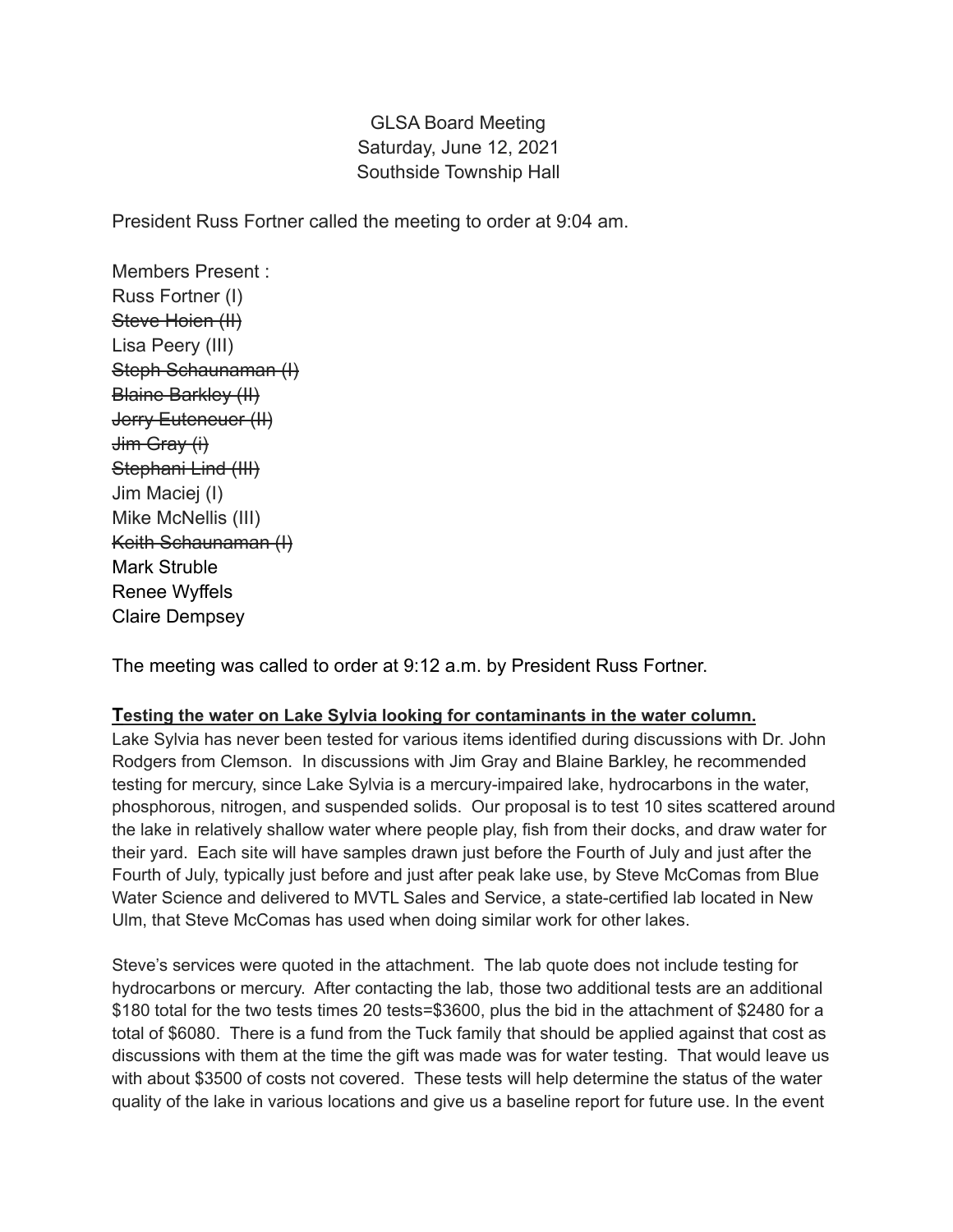GLSA Board Meeting
Saturday, June 12, 2021
Southside Township Hall

President Russ Fortner called the meeting to order at 9:04 am.

Members Present :
Russ Fortner (I)
~~Steve Hoien (II)~~
Lisa Peery (III)
~~Steph Schaunaman (I)~~
~~Blaine Barkley (II)~~
~~Jerry Euteneuer (II)~~
~~Jim Gray (i)~~
~~Stephani Lind (III)~~
Jim Maciej (I)
Mike McNellis (III)
~~Keith Schaunaman (I)~~
Mark Struble
Renee Wyffels
Claire Dempsey

The meeting was called to order at 9:12 a.m. by President Russ Fortner.

**Testing the water on Lake Sylvia looking for contaminants in the water column.**

Lake Sylvia has never been tested for various items identified during discussions with Dr. John Rodgers from Clemson. In discussions with Jim Gray and Blaine Barkley, he recommended testing for mercury, since Lake Sylvia is a mercury-impaired lake, hydrocarbons in the water, phosphorous, nitrogen, and suspended solids. Our proposal is to test 10 sites scattered around the lake in relatively shallow water where people play, fish from their docks, and draw water for their yard. Each site will have samples drawn just before the Fourth of July and just after the Fourth of July, typically just before and just after peak lake use, by Steve McComas from Blue Water Science and delivered to MVTL Sales and Service, a state-certified lab located in New Ulm, that Steve McComas has used when doing similar work for other lakes.

Steve's services were quoted in the attachment. The lab quote does not include testing for hydrocarbons or mercury. After contacting the lab, those two additional tests are an additional $180 total for the two tests times 20 tests=$3600, plus the bid in the attachment of $2480 for a total of $6080. There is a fund from the Tuck family that should be applied against that cost as discussions with them at the time the gift was made was for water testing. That would leave us with about $3500 of costs not covered. These tests will help determine the status of the water quality of the lake in various locations and give us a baseline report for future use. In the event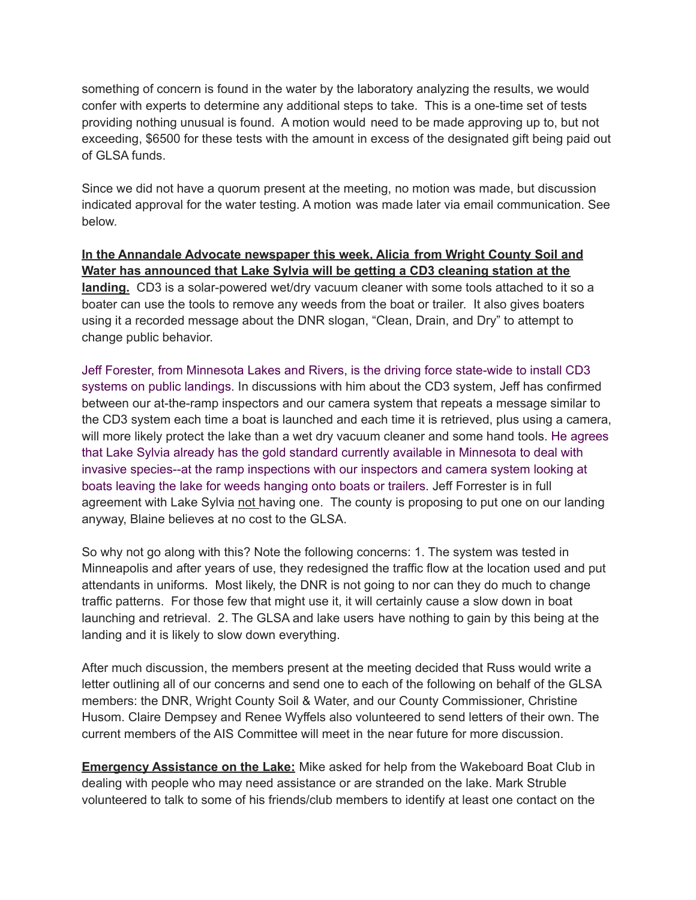something of concern is found in the water by the laboratory analyzing the results, we would confer with experts to determine any additional steps to take. This is a one-time set of tests providing nothing unusual is found. A motion would need to be made approving up to, but not exceeding, $6500 for these tests with the amount in excess of the designated gift being paid out of GLSA funds.

Since we did not have a quorum present at the meeting, no motion was made, but discussion indicated approval for the water testing. A motion was made later via email communication. See below.

**In the Annandale Advocate newspaper this week, Alicia from Wright County Soil and Water has announced that Lake Sylvia will be getting a CD3 cleaning station at the landing.** CD3 is a solar-powered wet/dry vacuum cleaner with some tools attached to it so a boater can use the tools to remove any weeds from the boat or trailer. It also gives boaters using it a recorded message about the DNR slogan, "Clean, Drain, and Dry" to attempt to change public behavior.

Jeff Forester, from Minnesota Lakes and Rivers, is the driving force state-wide to install CD3 systems on public landings. In discussions with him about the CD3 system, Jeff has confirmed between our at-the-ramp inspectors and our camera system that repeats a message similar to the CD3 system each time a boat is launched and each time it is retrieved, plus using a camera, will more likely protect the lake than a wet dry vacuum cleaner and some hand tools. He agrees that Lake Sylvia already has the gold standard currently available in Minnesota to deal with invasive species--at the ramp inspections with our inspectors and camera system looking at boats leaving the lake for weeds hanging onto boats or trailers. Jeff Forrester is in full agreement with Lake Sylvia not having one. The county is proposing to put one on our landing anyway, Blaine believes at no cost to the GLSA.

So why not go along with this? Note the following concerns: 1. The system was tested in Minneapolis and after years of use, they redesigned the traffic flow at the location used and put attendants in uniforms. Most likely, the DNR is not going to nor can they do much to change traffic patterns. For those few that might use it, it will certainly cause a slow down in boat launching and retrieval. 2. The GLSA and lake users have nothing to gain by this being at the landing and it is likely to slow down everything.

After much discussion, the members present at the meeting decided that Russ would write a letter outlining all of our concerns and send one to each of the following on behalf of the GLSA members: the DNR, Wright County Soil & Water, and our County Commissioner, Christine Husom. Claire Dempsey and Renee Wyffels also volunteered to send letters of their own. The current members of the AIS Committee will meet in the near future for more discussion.

**Emergency Assistance on the Lake:** Mike asked for help from the Wakeboard Boat Club in dealing with people who may need assistance or are stranded on the lake. Mark Struble volunteered to talk to some of his friends/club members to identify at least one contact on the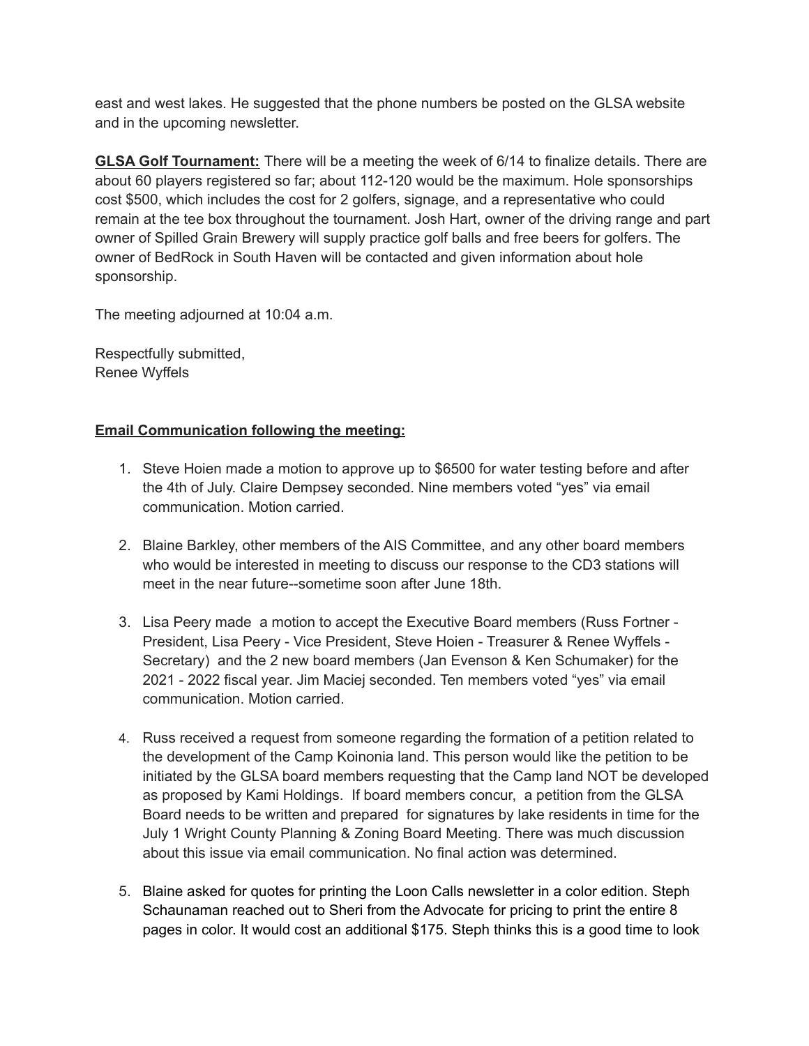east and west lakes. He suggested that the phone numbers be posted on the GLSA website and in the upcoming newsletter.

**GLSA Golf Tournament:** There will be a meeting the week of 6/14 to finalize details. There are about 60 players registered so far; about 112-120 would be the maximum. Hole sponsorships cost $500, which includes the cost for 2 golfers, signage, and a representative who could remain at the tee box throughout the tournament. Josh Hart, owner of the driving range and part owner of Spilled Grain Brewery will supply practice golf balls and free beers for golfers. The owner of BedRock in South Haven will be contacted and given information about hole sponsorship.

The meeting adjourned at 10:04 a.m.

Respectfully submitted,
Renee Wyffels

**Email Communication following the meeting:**

1. Steve Hoien made a motion to approve up to $6500 for water testing before and after the 4th of July. Claire Dempsey seconded. Nine members voted "yes" via email communication. Motion carried.

2. Blaine Barkley, other members of the AIS Committee, and any other board members who would be interested in meeting to discuss our response to the CD3 stations will meet in the near future--sometime soon after June 18th.

3. Lisa Peery made a motion to accept the Executive Board members (Russ Fortner - President, Lisa Peery - Vice President, Steve Hoien - Treasurer & Renee Wyffels - Secretary) and the 2 new board members (Jan Evenson & Ken Schumaker) for the 2021 - 2022 fiscal year. Jim Maciej seconded. Ten members voted "yes" via email communication. Motion carried.

4. Russ received a request from someone regarding the formation of a petition related to the development of the Camp Koinonia land. This person would like the petition to be initiated by the GLSA board members requesting that the Camp land NOT be developed as proposed by Kami Holdings. If board members concur, a petition from the GLSA Board needs to be written and prepared for signatures by lake residents in time for the July 1 Wright County Planning & Zoning Board Meeting. There was much discussion about this issue via email communication. No final action was determined.

5. Blaine asked for quotes for printing the Loon Calls newsletter in a color edition. Steph Schaunaman reached out to Sheri from the Advocate for pricing to print the entire 8 pages in color. It would cost an additional $175. Steph thinks this is a good time to look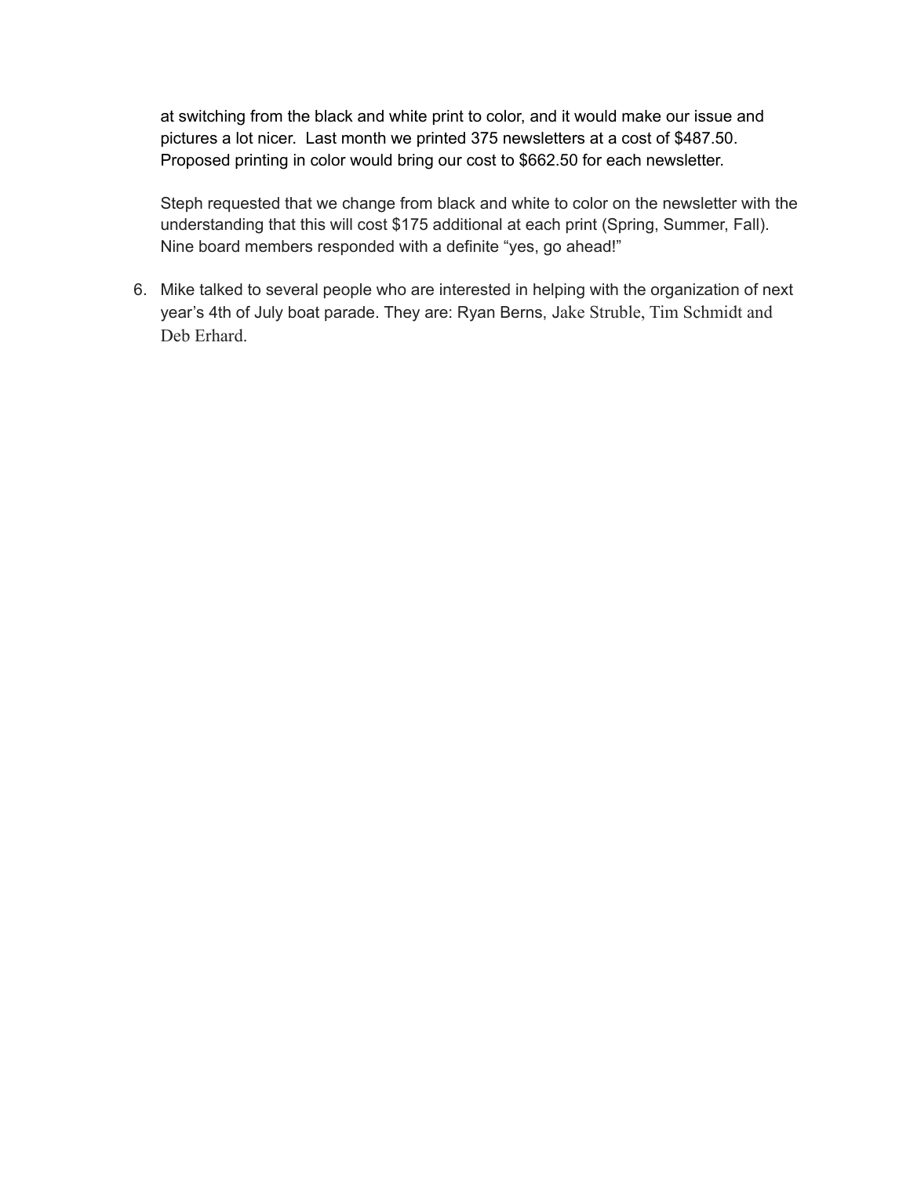at switching from the black and white print to color, and it would make our issue and pictures a lot nicer. Last month we printed 375 newsletters at a cost of $487.50. Proposed printing in color would bring our cost to $662.50 for each newsletter.

Steph requested that we change from black and white to color on the newsletter with the understanding that this will cost $175 additional at each print (Spring, Summer, Fall). Nine board members responded with a definite "yes, go ahead!"

6. Mike talked to several people who are interested in helping with the organization of next year's 4th of July boat parade. They are: Ryan Berns, Jake Struble, Tim Schmidt and Deb Erhard.